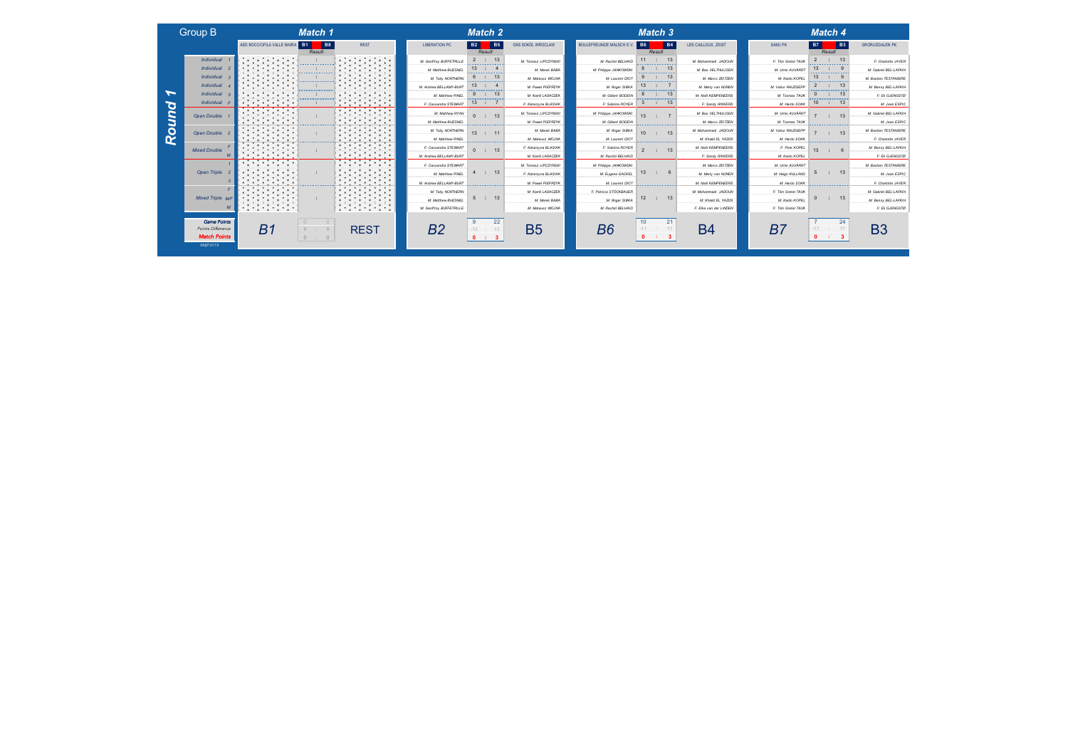# Group B

## Round 1

### Match 1

| | ASD BOCCIOFILA VALLE MAIRA | B1 : B8 Result | REST |
|---|---|---|---|
| Individual 1 | | : | |
| Individual 2 | | : | |
| Individual 3 | | : | |
| Individual 4 | | : | |
| Individual 5 | | : | |
| Individual F | | : | |
| Open Double 1 | | : | |
| Open Double 2 | | : | |
| Mixed Double F/M | | : | |
| Open Triple 1/2/3 | | : | |
| Mixed Triple F/M/F/M | | : | |
| Game Points | B1 | 0 : 0 | REST |
| Points Difference | | 0 : 0 | |
| Match Points | | 0 : 0 | |

### Match 2

| | LIBERATION PC | B2 : B5 Result | OKS SOKÓL WROCLAW |
|---|---|---|---|
| Individual 1 | M: Geoffroy BUFFETRILLE | 2 : 13 | M: Tomasz LIPCZYNSKI |
| Individual 2 | M: Matthew BUESNEL | 13 : 4 | M: Marek BABA |
| Individual 3 | M: Toby NORTHERN | 6 : 13 | M: Mateusz WOJNA |
| Individual 4 | M: Andrew BELLAMY-BURT | 13 : 4 | M: Pawel PIEPRZYK |
| Individual 5 | M: Matthew PINEL | 9 : 13 | M: Kamil LADACZEK |
| Individual F | F: Cassandra STEWART | 13 : 7 | F: Katarzyna BLASIAK |
| Open Double 1 | M: Matthew RYAN / M: Matthew BUESNEL | 0 : 13 | M: Tomasz LIPCZYNSKI / M: Pawel PIEPRZYK |
| Open Double 2 | M: Toby NORTHERN / M: Matthew PINEL | 13 : 11 | M: Marek BABA / M: Mateusz WOJNA |
| Mixed Double F/M | F: Cassandra STEWART / M: Andrew BELLAMY-BURT | 0 : 13 | F: Katarzyna BLASIAK / M: Kamil LADACZEK |
| Open Triple 1/2/3 | F: Cassandra STEWART / M: Matthew PINEL / M: Andrew BELLAMY-BURT | 4 : 13 | M: Tomasz LIPCZYNSKI / F: Katarzyna BLASIAK / M: Pawel PIEPRZYK |
| Mixed Triple F/M/F/M | M: Toby NORTHERN / M: Matthew BUESNEL / M: Geoffroy BUFFETRILLE | 5 : 13 | M: Kamil LADACZEK / M: Marek BABA / M: Mateusz WOJNA |
| Game Points | B2 | 9 : 22 | B5 |
| Points Difference | | -13 : 13 | |
| Match Points | | 0 : 3 | |

### Match 3

| | BOULEFREUNDE MALSCH E.V. | B6 : B4 Result | LES CAILLOUX, ZEIST |
|---|---|---|---|
| Individual 1 | M: Rachid BELHAID | 11 : 13 | M: Mohammadi JADOUN |
| Individual 2 | M: Philippe JANKOWSKI | 8 : 13 | M: Bas VELTHUIJSEN |
| Individual 3 | M: Laurent DIOT | 9 : 13 | M: Marco ZEITZEN |
| Individual 4 | M: Roger SIBKA | 13 : 7 | M: Marty van NUNEN |
| Individual 5 | M: Gilbert BODEIN | 8 : 13 | M: Noël KEMPENEERS |
| Individual F | F: Sabrina ROYER | 3 : 13 | F: Sandy RIKKERS |
| Open Double 1 | M: Philippe JANKOWSKI / M: Gilbert BODEIN | 13 : 7 | M: Bas VELTHUIJSEN / M: Marco ZEITZEN |
| Open Double 2 | M: Roger SIBKA / M: Laurent DIOT | 10 : 13 | M: Mohammadi JADOUN / M: Khalid EL YAZIDI |
| Mixed Double F/M | F: Sabrina ROYER / M: Rachid BELHAID | 2 : 13 | M: Noël KEMPENEERS / F: Sandy RIKKERS |
| Open Triple 1/2/3 | M: Philippe JANKOWSKI / M: Eugene GACKEL / M: Laurent DIOT | 13 : 6 | M: Marco ZEITZEN / M: Marty van NUNEN / M: Noël KEMPENEERS |
| Mixed Triple F/M/F/M | F: Patricia STÖCKBAUER / M: Roger SIBKA / M: Rachid BELHAID | 12 : 13 | M: Mohammadi JADOUN / M: Khalid EL YAZIDI / F: Elke van der LINDEN |
| Game Points | B6 | 10 : 21 | B4 |
| Points Difference | | -11 : 11 | |
| Match Points | | 0 : 3 | |

### Match 4

| | SAKU PK | B7 : B3 Result | GRORUDDALEN PK |
|---|---|---|---|
| Individual 1 | F: Triin Gretel TAUK | 2 : 13 | F: Charlotte JAYER |
| Individual 2 | M: Urmo AUVÄÄRT | 13 : 9 | M: Gabriel BEL-LAFKIH |
| Individual 3 | M: Kaido KOPEL | 13 : 9 | M: Bastien TESTANIERE |
| Individual 4 | M: Valtur RAUDSEPP | 2 : 13 | M: Benny BEL-LAFKIH |
| Individual 5 | M: Toomas TAUK | 0 : 13 | F: Eli GJENGSTØ |
| Individual F | M: Hardo SOKK | 10 : 13 | M: Jean ESPIC |
| Open Double 1 | M: Urmo AUVÄÄRT / M: Toomas TAUK | 7 : 13 | M: Gabriel BEL-LAFKIH / M: Jean ESPIC |
| Open Double 2 | M: Valtur RAUDSEPP / M: Hardo SOKK | 7 : 13 | M: Bastien TESTANIERE / F: Charlotte JAYER |
| Mixed Double F/M | F: Piret KOPEL / M: Kaido KOPEL | 13 : 6 | M: Benny BEL-LAFKIH / F: Eli GJENGSTØ |
| Open Triple 1/2/3 | M: Urmo AUVÄÄRT / M: Heigo KULLANG / M: Hardo SOKK | 5 : 13 | M: Bastien TESTANIERE / M: Jean ESPIC / F: Charlotte JAYER |
| Mixed Triple F/M/F/M | F: Triin Gretel TAUK / M: Kaido KOPEL / F: Triin Gretel TAUK | 0 : 13 | M: Gabriel BEL-LAFKIH / M: Benny BEL-LAFKIH / F: Eli GJENGSTØ |
| Game Points | B7 | 7 : 24 | B3 |
| Points Difference | | -17 : 17 | |
| Match Points | | 0 : 3 | |

®MjP2019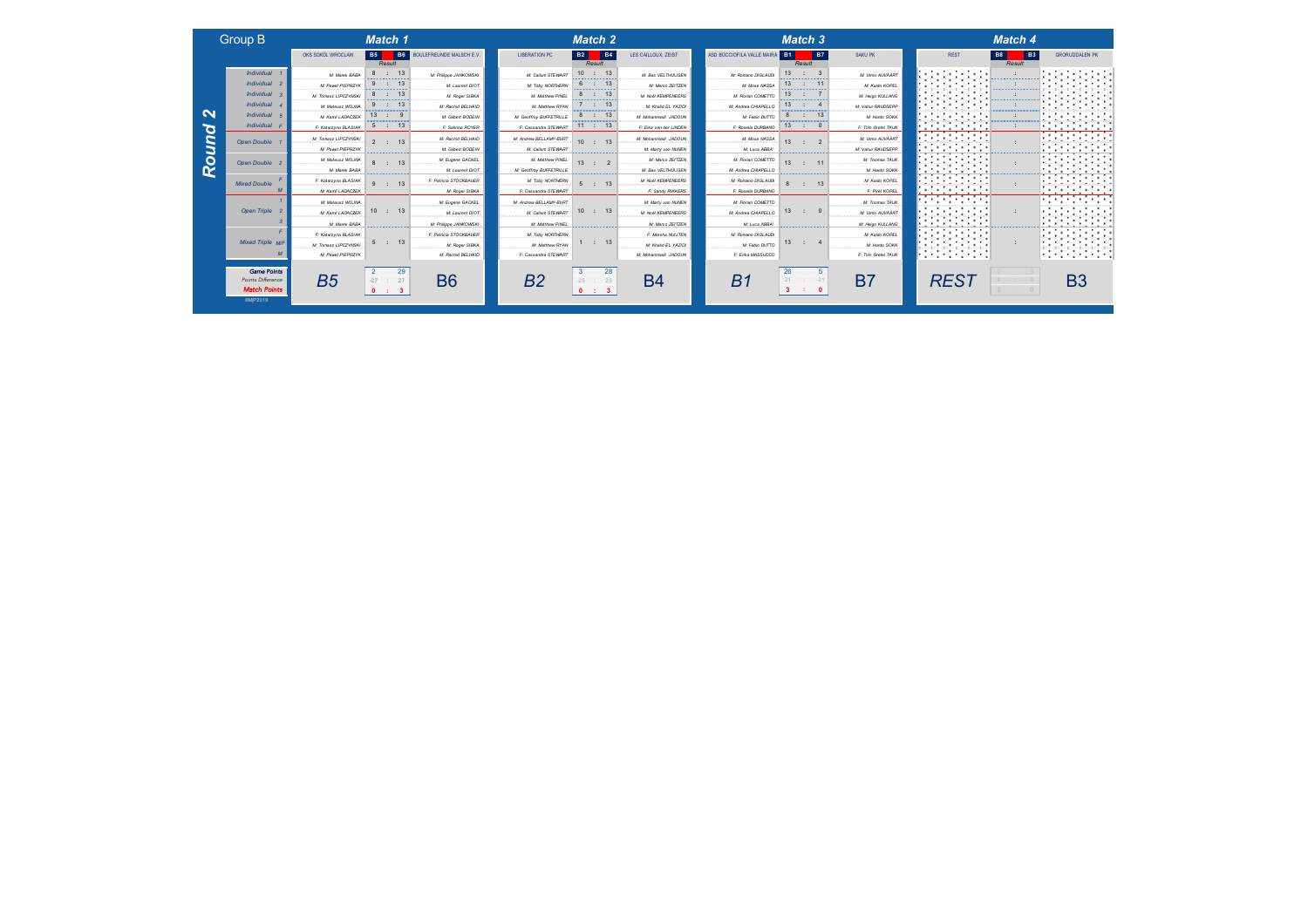# Group B — Round 2

## Match 1

| | OKS SOKÓŁ WROCŁAW | B5 | B6 | BOULEFREUNDE MALSCH E.V. |
|---|---|---|---|---|
| Individual 1 | M: Marek BABA | 8 | 13 | M: Philippe JANKOWSKI |
| Individual 2 | M: Pawel PIEPRZYK | 9 | 13 | M: Laurent DIOT |
| Individual 3 | M: Tomasz LIPCZYNSKI | 8 | 13 | M: Roger SIBKA |
| Individual 4 | M: Mateusz WOJNA | 9 | 13 | M: Rachid BELHAID |
| Individual 5 | M: Kamil LADACZEK | 13 | 9 | M: Gilbert BODEW |
| Individual F | F: Katarzyna BLASIAK | 5 | 13 | F: Sabrina ROYER |
| Open Double 1 | M: Tomasz LIPCZYNSKI / M: Pawel PIEPRZYK | 2 | 13 | M: Rachid BELHAID / M: Gilbert BODEW |
| Open Double 2 | M: Mateusz WOJNA / M: Marek BABA | 8 | 13 | M: Eugene GACKEL / M: Laurent DIOT |
| Mixed Double | F: Katarzyna BLASIAK / M: Kamil LADACZEK | 9 | 13 | F: Patricia STÖCKBAUER / M: Roger SIBKA |
| Open Triple | M: Mateusz WOJNA / M: Kamil LADACZEK / M: Marek BABA | 10 | 13 | M: Eugene GACKEL / M: Laurent DIOT / M: Philippe JANKOWSKI |
| Mixed Triple | F: Katarzyna BLASIAK / M: Tomasz LIPCZYNSKI / M: Pawel PIEPRZYK | 5 | 13 | F: Patricia STÖCKBAUER / M: Roger SIBKA / M: Rachid BELHAID |
| Game Points | B5 | 2 | 29 | B6 |
| Points Difference | | -27 | 27 | |
| Match Points | | 0 | 3 | |

## Match 2

| | LIBERATION PC | B2 | B4 | LES CAILLOUX, ZEIST |
|---|---|---|---|---|
| Individual 1 | M: Callum STEWART | 10 | 13 | M: Bas VELTHUIJSEN |
| Individual 2 | M: Toby NORTHERN | 6 | 13 | M: Marco ZEITZEN |
| Individual 3 | M: Matthew PINEL | 8 | 13 | M: Noël KEMPENEERS |
| Individual 4 | M: Matthew RYAN | 7 | 13 | M: Khalid EL YAZIDI |
| Individual 5 | M: Geoffroy BUFFETRILLE | 8 | 13 | M: Mohammadi JADOUN |
| Individual F | F: Cassandra STEWART | 11 | 13 | F: Elke van der LINDEN |
| Open Double 1 | M: Andrew BELLAMY-BURT / M: Callum STEWART | 10 | 13 | M: Mohammadi JADOUN / M: Marty van NUNEN |
| Open Double 2 | M: Matthew PINEL / M: Geoffroy BUFFETRILLE | 13 | 2 | M: Marco ZEITZEN / M: Bas VELTHUIJSEN |
| Mixed Double | M: Toby NORTHERN / F: Cassandra STEWART | 5 | 13 | M: Noël KEMPENEERS / F: Sandy RIKKERS |
| Open Triple | M: Andrew BELLAMY-BURT / M: Callum STEWART / M: Matthew PINEL | 10 | 13 | M: Marty van NUNEN / M: Noël KEMPENEERS / M: Marco ZEITZEN |
| Mixed Triple | M: Toby NORTHERN / M: Matthew RYAN / F: Cassandra STEWART | 1 | 13 | F: Mascha NUIJTEN / M: Khalid EL YAZIDI / M: Mohammadi JADOUN |
| Game Points | B2 | 3 | 28 | B4 |
| Points Difference | | -25 | 25 | |
| Match Points | | 0 | 3 | |

## Match 3

| | ASD BOCCIOFILA VALLE MAIRA | B1 | B7 | SAKU PK |
|---|---|---|---|---|
| Individual 1 | M: Romano DIGLAUDI | 13 | 3 | M: Urmo AUVÄÄRT |
| Individual 2 | M: Mosa NASSA | 13 | 11 | M: Kaido KOFEL |
| Individual 3 | M: Florian COMETTO | 13 | 7 | M: Helgo KULLANG |
| Individual 4 | M: Andrea CHIAPELLO | 13 | 4 | M: Valtur RAUDSEPP |
| Individual 5 | M: Fabio DUTTO | 8 | 13 | M: Hardo SORK |
| Individual F | F: Rosella DURBANO | 13 | 0 | F: Triin Gretel TAUK |
| Open Double 1 | M: Mosa NASSA / M: Luca ABBA' | 13 | 2 | M: Urmo AUVÄÄRT / M: Valtur RAUDSEPP |
| Open Double 2 | M: Florian COMETTO / M: Andrea CHIAPELLO | 13 | 11 | M: Toomas TAUK / M: Hardo SORK |
| Mixed Double | M: Romano DIGLAUDI / F: Rosella DURBANO | 8 | 13 | M: Kaido KOFEL / F: Piret KOFEL |
| Open Triple | M: Florian COMETTO / M: Andrea CHIAPELLO / M: Luca ABBA' | 13 | 0 | M: Toomas TAUK / M: Urmo AUVÄÄRT / M: Helgo KULLANG |
| Mixed Triple | M: Romano DIGLAUDI / M: Fabio DUTTO / F: Erika MASSUCCO | 13 | 4 | M: Kaido KOFEL / M: Hardo SORK / F: Triin Gretel TAUK |
| Game Points | B1 | 26 | 5 | B7 |
| Points Difference | | 21 | -21 | |
| Match Points | | 3 | 0 | |

## Match 4

| | REST | B8 | B3 | GRORUDDALEN PK |
|---|---|---|---|---|
| Individual 1 | | : | | |
| Individual 2 | | : | | |
| Individual 3 | | : | | |
| Individual 4 | | : | | |
| Individual 5 | | : | | |
| Individual F | | : | | |
| Open Double 1 | | : | | |
| Open Double 2 | | : | | |
| Mixed Double | | : | | |
| Open Triple | | : | | |
| Mixed Triple | | : | | |
| Game Points | REST | 0 | 0 | B3 |
| Points Difference | | 0 | 0 | |
| Match Points | | 0 | 0 | |

BMP2019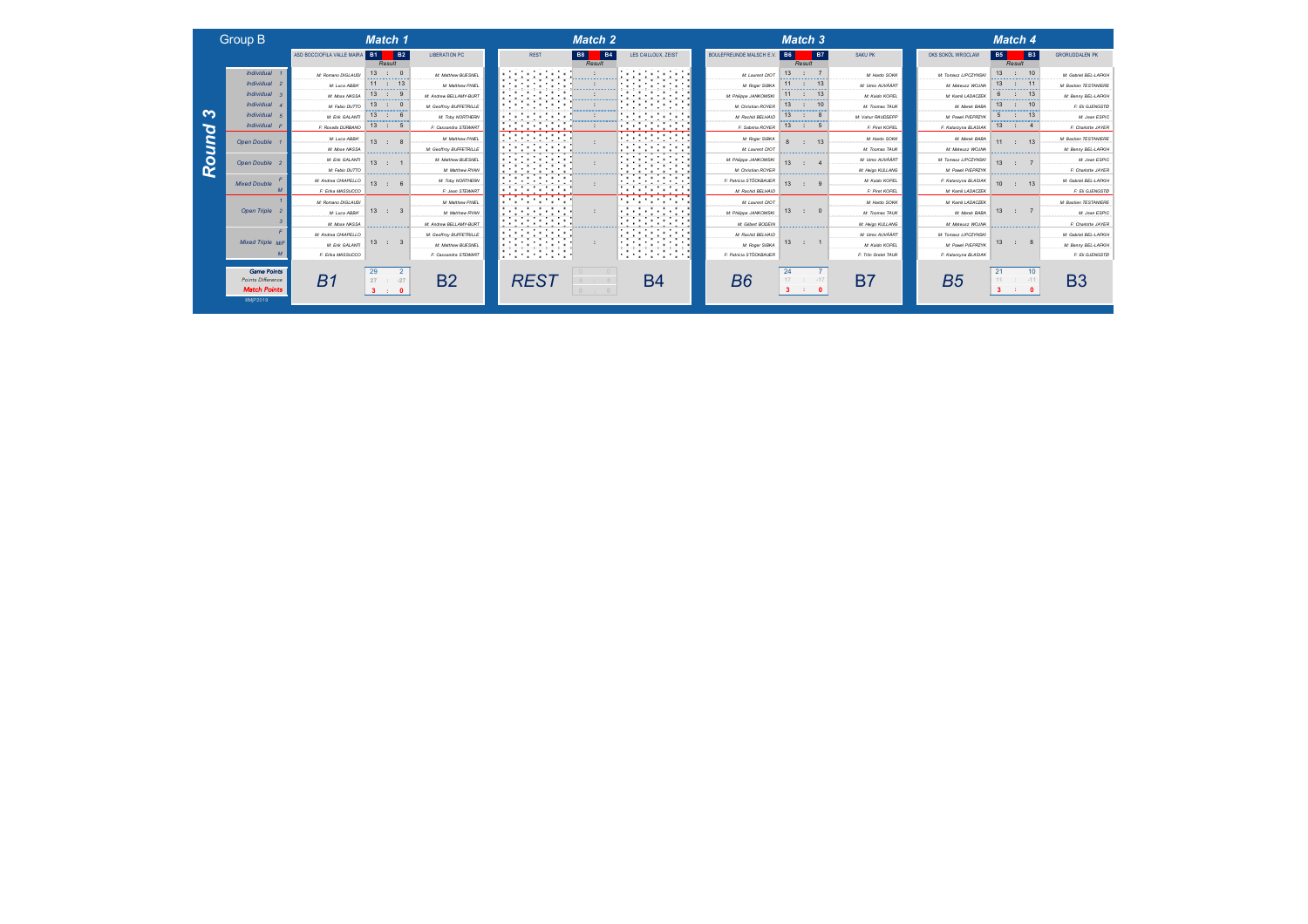# Group B — Round 3

## Match 1

| ASD BOCCIOFILA VALLE MAIRA | B1 | Result | B2 | LIBERATION PC |
|---|---|---|---|---|
| Individual 1: M: Romano DIGLAUDI | 13 | : | 0 | M: Matthew BUESNEL |
| Individual 2: M: Luca ABBA' | 11 | : | 13 | M: Matthew PINEL |
| Individual 3: M: Mose NASSA | 13 | : | 9 | M: Andrew BELLAMY-BURT |
| Individual 4: M: Fabio DUTTO | 13 | : | 0 | M: Geoffroy BUFFETRILLE |
| Individual 5: M: Erik GALANTI | 13 | : | 6 | M: Toby NORTHERN |
| Individual F: F: Rosella DURBANO | 13 | : | 5 | F: Cassandra STEWART |
| Open Double 1: M: Luca ABBA', M: Mose NASSA | 13 | : | 8 | M: Matthew PINEL, M: Geoffroy BUFFETRILLE |
| Open Double 2: M: Erik GALANTI, M: Fabio DUTTO | 13 | : | 1 | M: Matthew BUESNEL, M: Matthew RYAN |
| Mixed Double: M: Andrea CHIAPELLO, F: Erika MASSUCCO | 13 | : | 6 | M: Toby NORTHERN, F: Jean STEWART |
| Open Triple: M: Romano DIGLAUDI, M: Luca ABBA', M: Mose NASSA | 13 | : | 3 | M: Matthew PINEL, M: Matthew RYAN, M: Andrew BELLAMY-BURT |
| Mixed Triple: M: Andrea CHIAPELLO, M: Erik GALANTI, F: Erika MASSUCCO | 13 | : | 3 | M: Geoffroy BUFFETRILLE, M: Matthew BUESNEL, F: Cassandra STEWART |
| Game Points | 29 | | 2 | |
| Points Difference | 27 | : | -27 | |
| Match Points | 3 | : | 0 | |

**B1 vs B2**

## Match 2

| REST | B8 | Result | B4 | LES CAILLOUX, ZEIST |
|---|---|---|---|---|
| Game Points | 0 | | 0 | |
| Points Difference | 0 | : | 0 | |
| Match Points | 0 | : | 0 | |

**REST vs B4**

## Match 3

| BOULEFREUNDE MALSCH E.V. | B6 | Result | B7 | SAKU PK |
|---|---|---|---|---|
| Individual 1: M: Laurent DIOT | 13 | : | 7 | M: Heido SOKK |
| Individual 2: M: Roger SIBKA | 11 | : | 13 | M: Urmo AUVÄÄRT |
| Individual 3: M: Philippe JANKOWSKI | 11 | : | 13 | M: Kaido KOFEL |
| Individual 4: M: Christian ROYER | 13 | : | 10 | M: Toomas TAUK |
| Individual 5: M: Rachid BELHAID | 13 | : | 8 | M: Valnur RAUDSEPP |
| Individual F: F: Sabrina ROYER | 13 | : | 5 | F: Piret KOFEL |
| Open Double 1: M: Roger SIBKA, M: Laurent DIOT | 8 | : | 13 | M: Heido SOKK, M: Toomas TAUK |
| Open Double 2: M: Philippe JANKOWSKI, M: Christian ROYER | 13 | : | 4 | M: Urmo AUVÄÄRT, M: Helgo KULLANG |
| Mixed Double: F: Patricia STÖCKBAUER, M: Rachid BELHAID | 13 | : | 9 | M: Kaido KOFEL, F: Piret KOFEL |
| Open Triple: M: Laurent DIOT, M: Philippe JANKOWSKI, M: Gilbert BODEIN | 13 | : | 0 | M: Heido SOKK, M: Toomas TAUK, M: Helgo KULLANG |
| Mixed Triple: M: Rachid BELHAID, M: Roger SIBKA, F: Patricia STÖCKBAUER | 13 | : | 1 | M: Urmo AUVÄÄRT, M: Kaido KOFEL, F: Tiiu Gretel TAUK |
| Game Points | 24 | | 7 | |
| Points Difference | 17 | : | -17 | |
| Match Points | 3 | : | 0 | |

**B6 vs B7**

## Match 4

| OKS SOKÓŁ WROCŁAW | B5 | Result | B3 | GRORUDDALEN PK |
|---|---|---|---|---|
| Individual 1: M: Tomasz LIPCZYNSKI | 13 | : | 10 | M: Gabriel BEL-LAFKIH |
| Individual 2: M: Mateusz WOJNA | 13 | : | 11 | M: Bastien TESTANIERE |
| Individual 3: M: Kamil LADACZEK | 6 | : | 13 | M: Benny BEL-LAFKIH |
| Individual 4: M: Marek BABA | 13 | : | 10 | F: Eli GJENGSTØ |
| Individual 5: M: Pawel PIEPRZYK | 5 | : | 13 | M: Jean ESPIC |
| Individual F: F: Katarzyna BLASIAK | 13 | : | 4 | F: Charlotte JAYER |
| Open Double 1: M: Marek BABA, M: Mateusz WOJNA | 11 | : | 13 | M: Bastien TESTANIERE, M: Benny BEL-LAFKIH |
| Open Double 2: M: Tomasz LIPCZYNSKI, M: Pawel PIEPRZYK | 13 | : | 7 | M: Jean ESPIC, F: Charlotte JAYER |
| Mixed Double: F: Katarzyna BLASIAK, M: Kamil LADACZEK | 10 | : | 13 | M: Gabriel BEL-LAFKIH, F: Eli GJENGSTØ |
| Open Triple: M: Kamil LADACZEK, M: Marek BABA, M: Mateusz WOJNA | 13 | : | 7 | M: Bastien TESTANIERE, M: Jean ESPIC, F: Charlotte JAYER |
| Mixed Triple: M: Tomasz LIPCZYNSKI, M: Pawel PIEPRZYK, F: Katarzyna BLASIAK | 13 | : | 8 | M: Gabriel BEL-LAFKIH, M: Benny BEL-LAFKIH, F: Eli GJENGSTØ |
| Game Points | 21 | | 10 | |
| Points Difference | 11 | : | -11 | |
| Match Points | 3 | : | 0 | |

**B5 vs B3**

©MJP2019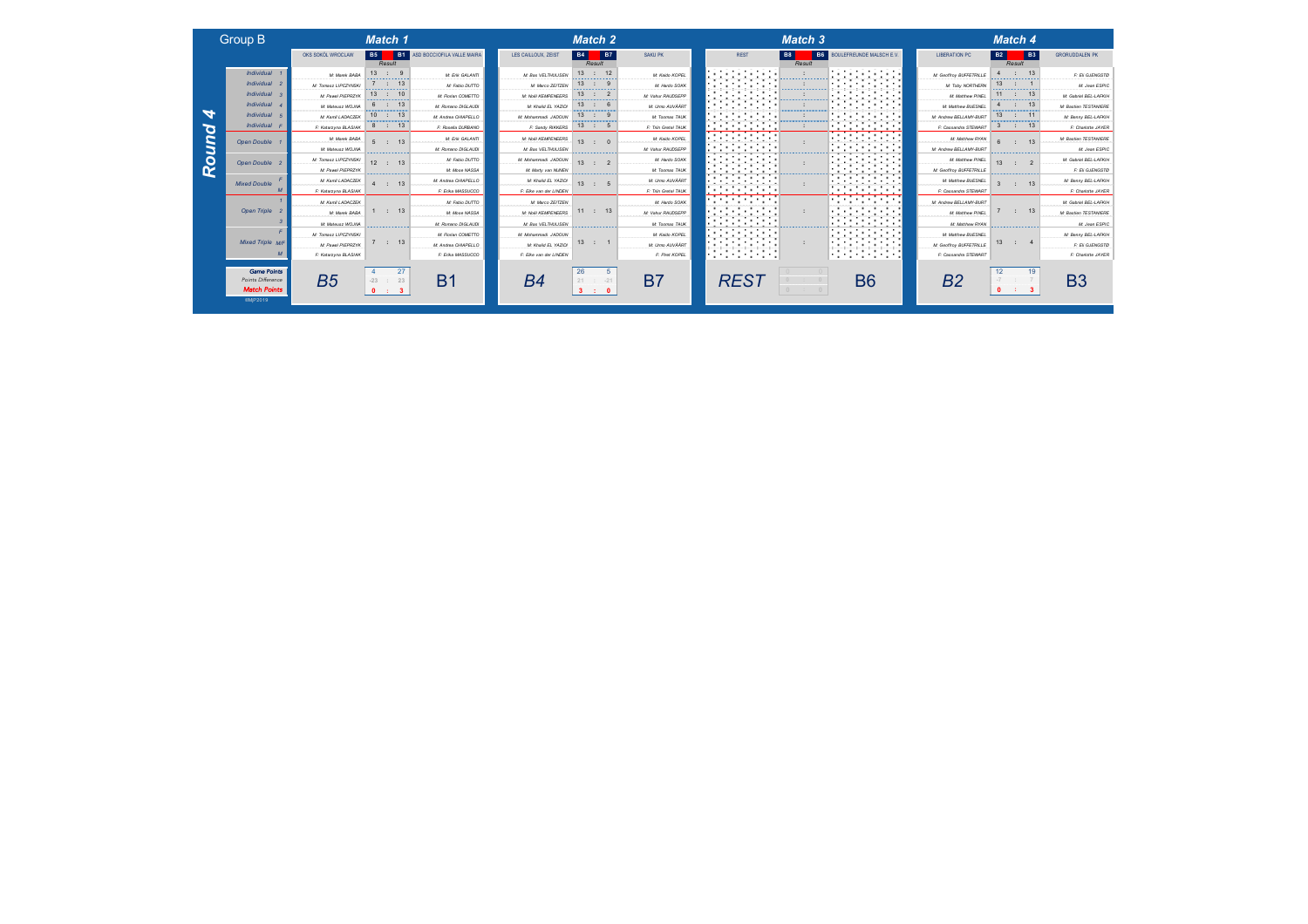# Group B — Round 4

## Match 1

| | OKS SOKÓŁ WROCŁAW | B5 : B1 | ASD BOCCIOFILA VALLE MAIRA |
|---|---|---|---|
| Individual 1 | M: Marek BABA | 13 : 9 | M: Erik GALANTI |
| Individual 2 | M: Tomasz LIPCZYŃSKI | 7 : 13 | M: Fabio DUTTO |
| Individual 3 | M: Paweł PIEPRZYK | 13 : 10 | M: Florian COMETTO |
| Individual 4 | M: Mateusz WOJNA | 6 : 13 | M: Romano DIGLAUDI |
| Individual 5 | M: Kamil LADACZEK | 10 : 13 | M: Andrea CHIAPELLO |
| Individual F | F: Katarzyna BLASIAK | 8 : 13 | F: Rosella DURBANO |
| Open Double 1 | M: Marek BABA / M: Mateusz WOJNA | 5 : 13 | M: Erik GALANTI / M: Romano DIGLAUDI |
| Open Double 2 | M: Tomasz LIPCZYŃSKI / M: Paweł PIEPRZYK | 12 : 13 | M: Fabio DUTTO / M: Mose NASSA |
| Mixed Double | M: Kamil LADACZEK / F: Katarzyna BLASIAK | 4 : 13 | M: Andrea CHIAPELLO / F: Erika MASSUCCO |
| Open Triple | M: Kamil LADACZEK / M: Marek BABA / M: Mateusz WOJNA | 1 : 13 | M: Fabio DUTTO / M: Mose NASSA / M: Romano DIGLAUDI |
| Mixed Triple | M: Tomasz LIPCZYŃSKI / M: Paweł PIEPRZYK / F: Katarzyna BLASIAK | 7 : 13 | M: Florian COMETTO / M: Andrea CHIAPELLO / F: Erika MASSUCCO |
| Game Points | B5 | 4 : 27 | B1 |
| Points Difference | | -23 : 23 | |
| Match Points | | 0 : 3 | |

## Match 2

| | LES CAILLOUX, ZEIST | B4 : B7 | SAKU PK |
|---|---|---|---|
| Individual 1 | M: Bas VELTHUIJSEN | 13 : 12 | M: Kado KOPEL |
| Individual 2 | M: Marco ZEITZEN | 13 : 9 | M: Hardo SOKK |
| Individual 3 | M: Noël KEMPENEERS | 13 : 2 | M: Valur RAUDSEPP |
| Individual 4 | M: Khalid EL YAZIDI | 13 : 6 | M: Urmo AUVÄÄRT |
| Individual 5 | M: Mohammadi JADOUN | 13 : 9 | M: Toomas TAUK |
| Individual F | F: Sandy RIKKERS | 13 : 5 | F: Triin Greteł TAUK |
| Open Double 1 | M: Noël KEMPENEERS / M: Bas VELTHUIJSEN | 13 : 0 | M: Kado KOPEL / M: Valur RAUDSEPP |
| Open Double 2 | M: Mohammadi JADOUN / M: Marty van NUNEN | 13 : 2 | M: Hardo SOKK / M: Toomas TAUK |
| Mixed Double | M: Khalid EL YAZIDI / F: Elke van der LINDEN | 13 : 5 | M: Urmo AUVÄÄRT / F: Triin Greteł TAUK |
| Open Triple | M: Marco ZEITZEN / M: Noël KEMPENEERS / M: Bas VELTHUIJSEN | 11 : 13 | M: Hardo SOKK / M: Valur RAUDSEPP / M: Toomas TAUK |
| Mixed Triple | M: Mohammadi JADOUN / M: Khalid EL YAZIDI / F: Elke van der LINDEN | 13 : 1 | M: Kado KOPEL / M: Urmo AUVÄÄRT / F: Piret KOPEL |
| Game Points | B4 | 26 : 5 | B7 |
| Points Difference | | 21 : -21 | |
| Match Points | | 3 : 0 | |

## Match 3

| | REST | B8 : B6 | BOULEFREUNDE MALSCH E.V. |
|---|---|---|---|
| Game Points | REST | 0 : 0 | B6 |
| Points Difference | | 0 : 0 | |
| Match Points | | 0 : 0 | |

## Match 4

| | LIBERATION PC | B2 : B3 | GRORUDDALEN PK |
|---|---|---|---|
| Individual 1 | M: Geoffroy BUFFETRILLE | 4 : 13 | F: Eli GJENGSTØ |
| Individual 2 | M: Toby NORTHERN | 13 : 1 | M: Jean ESPIC |
| Individual 3 | M: Matthew PINEL | 11 : 13 | M: Gabriel BEL-LAFKIH |
| Individual 4 | M: Matthew BUESNEL | 4 : 13 | M: Bastien TESTANIERE |
| Individual 5 | M: Andrew BELLAMY-BURT | 13 : 11 | M: Benny BEL-LAFKIH |
| Individual F | F: Cassandra STEWART | 3 : 13 | F: Charlotte JAYER |
| Open Double 1 | M: Matthew RYAN / M: Andrew BELLAMY-BURT | 6 : 13 | M: Bastien TESTANIERE / M: Jean ESPIC |
| Open Double 2 | M: Matthew PINEL / M: Geoffroy BUFFETRILLE | 13 : 2 | M: Gabriel BEL-LAFKIH / F: Eli GJENGSTØ |
| Mixed Double | M: Matthew BUESNEL / F: Cassandra STEWART | 3 : 13 | M: Benny BEL-LAFKIH / F: Charlotte JAYER |
| Open Triple | M: Andrew BELLAMY-BURT / M: Matthew PINEL / M: Matthew RYAN | 7 : 13 | M: Gabriel BEL-LAFKIH / M: Bastien TESTANIERE / M: Jean ESPIC |
| Mixed Triple | M: Matthew BUESNEL / M: Geoffroy BUFFETRILLE / F: Cassandra STEWART | 13 : 4 | M: Benny BEL-LAFKIH / F: Eli GJENGSTØ / F: Charlotte JAYER |
| Game Points | B2 | 12 : 19 | B3 |
| Points Difference | | -7 : 7 | |
| Match Points | | 0 : 3 | |

©MP2019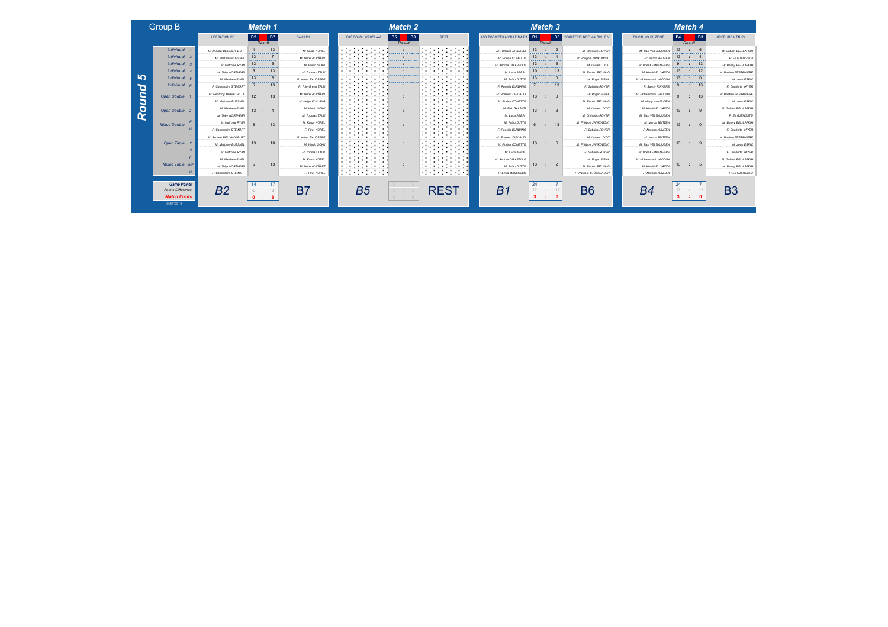# Group B — Round 5

## Match 1

| | LIBERATION PC | B2 | | B7 | SAKU PK |
|---|---|---|---|---|---|
| | | Result | | | |
| Individual 1 | M: Andrew BELLAMY-BURT | 4 | : | 13 | M: Kaido KOPEL |
| Individual 2 | M: Matthew BUESNEL | 13 | : | 7 | M: Urmo AUVÄÄRT |
| Individual 3 | M: Matthew RYAN | 13 | : | 5 | M: Hendo SOKK |
| Individual 4 | M: Toby NORTHERN | 5 | : | 13 | M: Toomas TAUK |
| Individual 5 | M: Matthew PINEL | 13 | : | 8 | M: Vahur RAUDSEPP |
| Individual F | F: Cassandra STEWART | 6 | : | 13 | F: Triin Grete TAUK |
| Open Double 1 | M: Geoffroy BUFFETRILLE / M: Matthew BUESNEL | 12 | : | 13 | M: Urmo AUVÄÄRT / M: Heigo KULLANG |
| Open Double 2 | M: Matthew PINEL / M: Toby NORTHERN | 13 | : | 4 | M: Hendo SOKK / M: Toomas TAUK |
| Mixed Double F / M | M: Matthew RYAN / F: Cassandra STEWART | 8 | : | 13 | M: Kaido KOPEL / F: Piret KOPEL |
| Open Triple 1 / 2 / 3 | M: Andrew BELLAMY-BURT / M: Matthew BUESNEL / M: Matthew RYAN | 13 | : | 10 | M: Vahur RAUDSEPP / M: Hendo SOKK / M: Toomas TAUK |
| Mixed Triple F / M/F / M | M: Matthew PINEL / M: Toby NORTHERN / F: Cassandra STEWART | 5 | : | 13 | M: Kaido KOPEL / M: Urmo AUVÄÄRT / F: Piret KOPEL |
| Game Points | **B2** | 14 | | 17 | **B7** |
| Points Difference | | -3 | : | 3 | |
| Match Points | | 0 | : | 3 | |

## Match 2

| | OKS SOKÓŁ WROCŁAW | B5 | | B8 | REST |
|---|---|---|---|---|---|
| | | Result | | | |
| Game Points | **B5** | 0 | | 0 | **REST** |
| Points Difference | | 0 | : | 0 | |
| Match Points | | 0 | : | 0 | |

## Match 3

| | ASD BOCCIOFILA VALLE MAIRA | B1 | | B6 | BOULEFREUNDE MALSCH E.V. |
|---|---|---|---|---|---|
| | | Result | | | |
| Individual 1 | M: Romano DIGLAUDI | 13 | : | 2 | M: Christian ROYER |
| Individual 2 | M: Florian COMETTO | 13 | : | 4 | M: Philippe JANKOWSKI |
| Individual 3 | M: Andrea CHIAPELLO | 13 | : | 6 | M: Laurent DIOT |
| Individual 4 | M: Luca ABBA' | 10 | : | 13 | M: Rachid BELHADI |
| Individual 5 | M: Fabio DUTTO | 13 | : | 0 | M: Roger SIBKA |
| Individual F | F: Rosella DURBANO | 7 | : | 13 | F: Sabrina ROYER |
| Open Double 1 | M: Romano DIGLAUDI / M: Florian COMETTO | 13 | : | 0 | M: Roger SIBKA / M: Rachid BELHADI |
| Open Double 2 | M: Erik GALANTI / M: Luca ABBA' | 13 | : | 3 | M: Laurent DIOT / M: Christian ROYER |
| Mixed Double F / M | M: Fabio DUTTO / F: Rosella DURBANO | 6 | : | 13 | M: Philippe JANKOWSKI / F: Sabrina ROYER |
| Open Triple 1 / 2 / 3 | M: Romano DIGLAUDI / M: Florian COMETTO / M: Luca ABBA' | 13 | : | 6 | M: Laurent DIOT / M: Philippe JANKOWSKI / F: Sabrina ROYER |
| Mixed Triple F / M/F / M | M: Andrea CHIAPELLO / M: Fabio DUTTO / F: Erika MASSUCCO | 13 | : | 2 | M: Roger SIBKA / M: Rachid BELHADI / F: Patricia STÖCKBAUER |
| Game Points | **B1** | 24 | | 7 | **B6** |
| Points Difference | | 17 | : | -17 | |
| Match Points | | 3 | : | 0 | |

## Match 4

| | LES CAILLOUX, ZEIST | B4 | | B3 | GRORUDDALEN PK |
|---|---|---|---|---|---|
| | | Result | | | |
| Individual 1 | M: Bas VELTHUIJSEN | 13 | : | 6 | M: Gabriel BEL-LAFKIH |
| Individual 2 | M: Marco ZEITZEN | 13 | : | 4 | F: Eli GJENGSTØ |
| Individual 3 | M: Noël KEMPENEERS | 9 | : | 13 | M: Benny BEL-LAFKIH |
| Individual 4 | M: Khalid EL YAZIDI | 13 | : | 12 | M: Bastien TESTANIERE |
| Individual 5 | M: Mohammadi JADOUN | 13 | : | 0 | M: Jean ESPIC |
| Individual F | F: Sandy RIKKERS | 9 | : | 13 | F: Charlotte JAYER |
| Open Double 1 | M: Mohammadi JADOUN / M: Marty van NUNEN | 9 | : | 13 | M: Bastien TESTANIERE / M: Jean ESPIC |
| Open Double 2 | M: Khalid EL YAZIDI / M: Bas VELTHUIJSEN | 13 | : | 9 | M: Gabriel BEL-LAFKIH / F: Eli GJENGSTØ |
| Mixed Double F / M | M: Marco ZEITZEN / F: Marsha NUIJTEN | 13 | : | 0 | M: Benny BEL-LAFKIH / F: Charlotte JAYER |
| Open Triple 1 / 2 / 3 | M: Marco ZEITZEN / M: Bas VELTHUIJSEN / M: Noël KEMPENEERS | 13 | : | 9 | M: Bastien TESTANIERE / M: Jean ESPIC / F: Charlotte JAYER |
| Mixed Triple F / M/F / M | M: Mohammadi JADOUN / M: Khalid EL YAZIDI / F: Marsha NUIJTEN | 13 | : | 5 | M: Gabriel BEL-LAFKIH / M: Benny BEL-LAFKIH / F: Eli GJENGSTØ |
| Game Points | **B4** | 24 | | 7 | **B3** |
| Points Difference | | 17 | : | -17 | |
| Match Points | | 3 | : | 0 | |

©MJP2019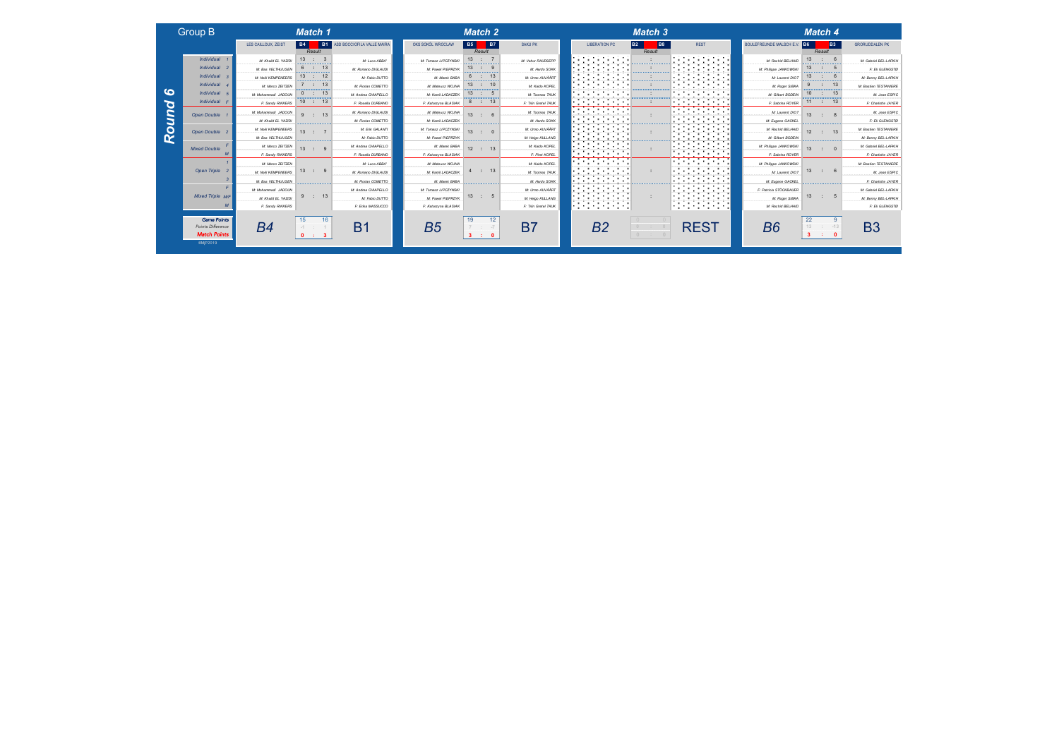# Group B — Round 6

## Match 1

| | LES CAILLOUX, ZEIST | B4 : B1 Result | ASD BOCCIOFILA VALLE MAIRA |
|---|---|---|---|
| Individual 1 | M: Khalid EL YAZIDI | 13 : 3 | M: Luca ABBA' |
| Individual 2 | M: Bas VELTHUIJSEN | 6 : 13 | M: Romano DIGLAUDI |
| Individual 3 | M: Nelit KEMPENEERS | 13 : 12 | M: Fabio DUTTO |
| Individual 4 | M: Marco ZEITZEN | 7 : 13 | M: Florian COMETTO |
| Individual 5 | M: Mohammed JADOUN | 0 : 13 | M: Andrea CHIAPELLO |
| Individual F | F: Sandy RIKKERS | 10 : 13 | F: Rosella DURBANO |
| Open Double 1 | M: Mohammed JADOUN / M: Khalid EL YAZIDI | 9 : 13 | M: Romano DIGLAUDI / M: Florian COMETTO |
| Open Double 2 | M: Nelit KEMPENEERS / M: Bas VELTHUIJSEN | 13 : 7 | M: Erik GALANTI / M: Fabio DUTTO |
| Mixed Double F/M | M: Marco ZEITZEN / F: Sandy RIKKERS | 13 : 9 | M: Andrea CHIAPELLO / F: Rosella DURBANO |
| Open Triple 1/2/3 | M: Marco ZEITZEN / M: Nelit KEMPENEERS / M: Bas VELTHUIJSEN | 13 : 9 | M: Luca ABBA' / M: Romano DIGLAUDI / M: Florian COMETTO |
| Mixed Triple F/M/F/M | M: Mohammed JADOUN / M: Khalid EL YAZIDI / F: Sandy RIKKERS | 9 : 13 | M: Andrea CHIAPELLO / M: Fabio DUTTO / F: Erika MASSUCCO |
| Game Points | **B4** | 15 : 16 | **B1** |
| Points Difference | | -1 : 1 | |
| Match Points | | 0 : 3 | |

## Match 2

| | OKS SOKÓŁ WROCŁAW | B5 : B7 Result | SAKU PK |
|---|---|---|---|
| Individual 1 | M: Tomasz LIPCZYŃSKI | 13 : 7 | M: Valvur RAUDSEPP |
| Individual 2 | M: Paweł PIEPRZYK | 13 : 9 | M: Hardo SOKK |
| Individual 3 | M: Marek BABA | 6 : 13 | M: Urmo AUVÄÄRT |
| Individual 4 | M: Mateusz WOJNA | 13 : 10 | M: Kaido KOPEL |
| Individual 5 | M: Kamil LADACZEK | 13 : 5 | M: Toomas TAUK |
| Individual F | F: Katarzyna BLASIAK | 8 : 13 | F: Triin Greteł TAUK |
| Open Double 1 | M: Mateusz WOJNA / M: Kamil LADACZEK | 13 : 6 | M: Toomas TAUK / M: Hardo SOKK |
| Open Double 2 | M: Tomasz LIPCZYŃSKI / M: Paweł PIEPRZYK | 13 : 0 | M: Urmo AUVÄÄRT / M: Heigo KULLANG |
| Mixed Double F/M | M: Marek BABA / F: Katarzyna BLASIAK | 12 : 13 | M: Kaido KOPEL / F: Piret KOPEL |
| Open Triple 1/2/3 | M: Mateusz WOJNA / M: Kamil LADACZEK / M: Marek BABA | 4 : 13 | M: Kaido KOPEL / M: Toomas TAUK / M: Hardo SOKK |
| Mixed Triple F/M/F/M | M: Tomasz LIPCZYŃSKI / M: Paweł PIEPRZYK / F: Katarzyna BLASIAK | 13 : 5 | M: Urmo AUVÄÄRT / M: Heigo KULLANG / F: Triin Greteł TAUK |
| Game Points | **B5** | 19 : 12 | **B7** |
| Points Difference | | 7 : -7 | |
| Match Points | | 3 : 0 | |

## Match 3

| | LIBERATION PC | B2 : B8 Result | REST |
|---|---|---|---|
| Individual 1 | | : | |
| Individual 2 | | : | |
| Individual 3 | | : | |
| Individual 4 | | : | |
| Individual 5 | | : | |
| Individual F | | : | |
| Open Double 1 | | : | |
| Open Double 2 | | : | |
| Mixed Double F/M | | : | |
| Open Triple 1/2/3 | | : | |
| Mixed Triple F/M/F/M | | : | |
| Game Points | **B2** | 0 : 0 | **REST** |
| Points Difference | | 0 : 0 | |
| Match Points | | 0 : 0 | |

## Match 4

| | BOULEFREUNDE MALSCH E.V. | B6 : B3 Result | GRORUDDALEN PK |
|---|---|---|---|
| Individual 1 | M: Rachid BELHADI | 13 : 6 | M: Gabriel BEL-LAFKIH |
| Individual 2 | M: Philippe JANKOWSKI | 13 : 5 | F: Eli GJENGSTØ |
| Individual 3 | M: Laurent DIOT | 13 : 6 | M: Benny BEL-LAFKIH |
| Individual 4 | M: Roger SIBKA | 9 : 13 | M: Bastien TESTANIERE |
| Individual 5 | M: Gilbert BODEN | 10 : 13 | M: Jean ESPIC |
| Individual F | F: Sabrina ROYER | 11 : 13 | F: Charlotte JAYER |
| Open Double 1 | M: Laurent DIOT / M: Eugene GACKEL | 13 : 8 | M: Jean ESPIC / F: Eli GJENGSTØ |
| Open Double 2 | M: Rachid BELHADI / M: Gilbert BODEN | 12 : 13 | M: Bastien TESTANIERE / M: Benny BEL-LAFKIH |
| Mixed Double F/M | M: Philippe JANKOWSKI / F: Sabrina ROYER | 13 : 0 | M: Gabriel BEL-LAFKIH / F: Charlotte JAYER |
| Open Triple 1/2/3 | M: Philippe JANKOWSKI / M: Laurent DIOT / M: Eugene GACKEL | 13 : 6 | M: Bastien TESTANIERE / M: Jean ESPIC / F: Charlotte JAYER |
| Mixed Triple F/M/F/M | F: Patricia STÖCKBAUER / M: Roger SIBKA / M: Rachid BELHADI | 13 : 5 | M: Gabriel BEL-LAFKIH / M: Benny BEL-LAFKIH / F: Eli GJENGSTØ |
| Game Points | **B6** | 22 : 9 | **B3** |
| Points Difference | | 13 : -13 | |
| Match Points | | 3 : 0 | |

©MJP2019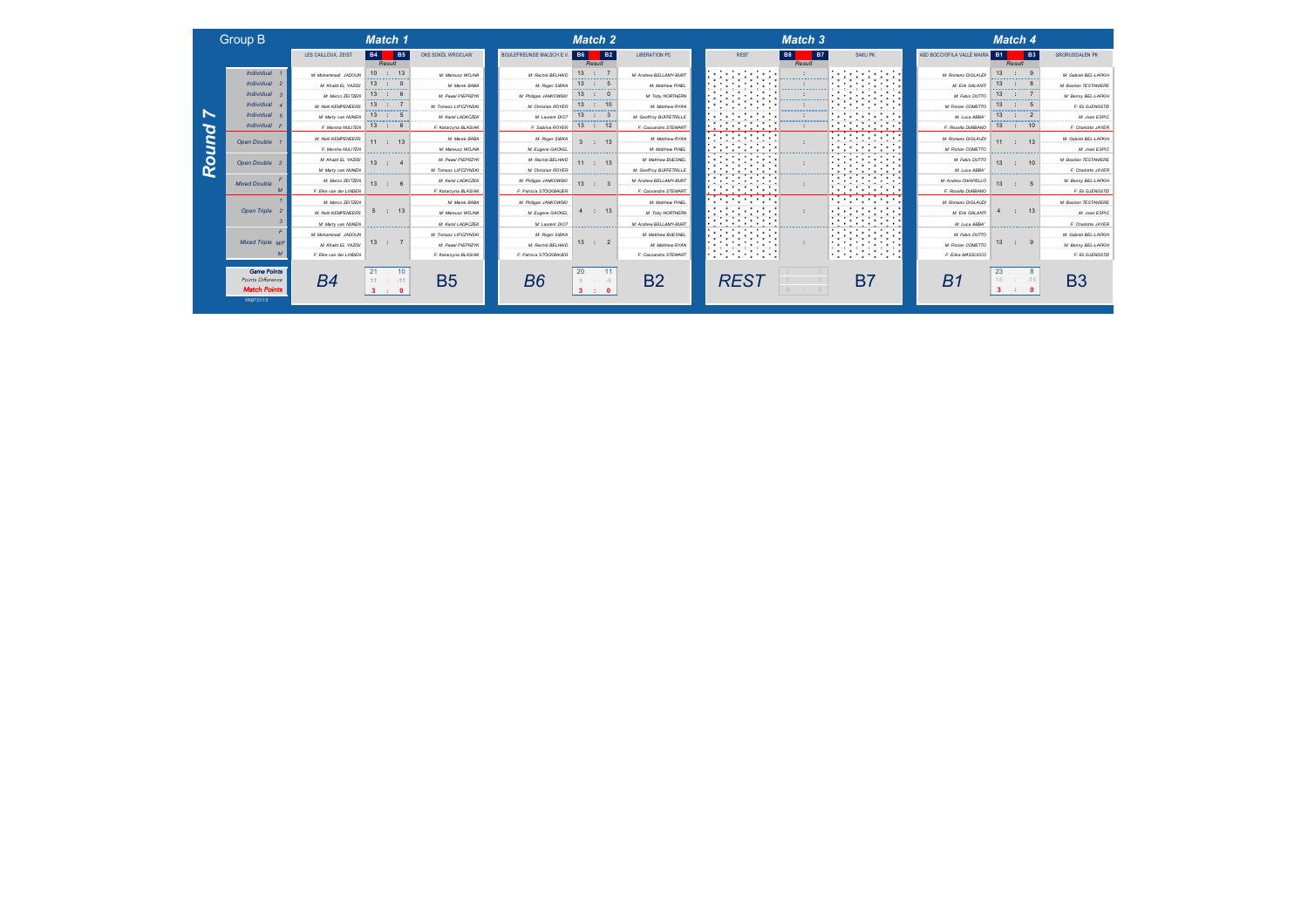# Group B

## Round 7

### Match 1

| Game | LES CAILLOUX, ZEIST | B4 | B5 | OKS SOKÓŁ WROCŁAW |
|---|---|---|---|---|
| | | Result | | |
| Individual 1 | M: Mohammed JADOUN | 10 | 13 | M: Mateusz WOJNA |
| Individual 2 | M: Khalid EL YAZIDI | 13 | 0 | M: Marek BABA |
| Individual 3 | M: Marco ZEITZEN | 13 | 6 | M: Pawel PIEPRZYK |
| Individual 4 | M: Nelli KEMPENEERS | 13 | 7 | M: Tomasz LIPCZYNSKI |
| Individual 5 | M: Marty van NUNEN | 13 | 5 | M: Kamil LADACZEK |
| Individual F | F: Marsha MULTEN | 13 | 6 | F: Katarzyna BLASIAK |
| Open Double 1 | M: Nelli KEMPENEERS / F: Marsha MULTEN | 11 | 13 | M: Marek BABA / M: Mateusz WOJNA |
| Open Double 2 | M: Khalid EL YAZIDI / M: Marty van NUNEN | 13 | 4 | M: Pawel PIEPRZYK / M: Tomasz LIPCZYNSKI |
| Mixed Double | M: Marco ZEITZEN / F: Elke van der LINDEN | 13 | 6 | M: Kamil LADACZEK / F: Katarzyna BLASIAK |
| Open Triple | M: Marco ZEITZEN / M: Nelli KEMPENEERS / M: Marty van NUNEN | 5 | 13 | M: Marek BABA / M: Mateusz WOJNA / M: Kamil LADACZEK |
| Mixed Triple | M: Mohammed JADOUN / M: Khalid EL YAZIDI / F: Elke van der LINDEN | 13 | 7 | M: Tomasz LIPCZYNSKI / M: Pawel PIEPRZYK / F: Katarzyna BLASIAK |
| Game Points | B4 | 21 | 10 | B5 |
| Points Difference | | 11 | -11 | |
| Match Points | | 3 | 0 | |

### Match 2

| Game | BOULEFREUNDE MALSCH E.V. | B6 | B2 | LIBERATION PC |
|---|---|---|---|---|
| | | Result | | |
| Individual 1 | M: Rachid BELHAID | 13 | 7 | M: Andrew BELLAMY-BURT |
| Individual 2 | M: Roger SIBKA | 13 | 5 | M: Matthew PINEL |
| Individual 3 | M: Philippe JANKOWSKI | 13 | 0 | M: Toby NORTHERN |
| Individual 4 | M: Christian ROYER | 13 | 10 | M: Matthew RYAN |
| Individual 5 | M: Laurent DIOT | 13 | 3 | M: Geoffroy BUFFETRILLE |
| Individual F | F: Sabrina ROYER | 13 | 12 | F: Cassandra STEWART |
| Open Double 1 | M: Roger SIBKA / M: Eugene GACKEL | 3 | 13 | M: Matthew RYAN / M: Matthew PINEL |
| Open Double 2 | M: Rachid BELHAID / M: Christian ROYER | 11 | 13 | M: Matthew BUESNEL / M: Geoffroy BUFFETRILLE |
| Mixed Double | M: Philippe JANKOWSKI / F: Patricia STÖCKBAUER | 13 | 3 | M: Andrew BELLAMY-BURT / F: Cassandra STEWART |
| Open Triple | M: Philippe JANKOWSKI / M: Eugene GACKEL / M: Laurent DIOT | 4 | 13 | M: Matthew PINEL / M: Toby NORTHERN / M: Andrew BELLAMY-BURT |
| Mixed Triple | M: Roger SIBKA / M: Rachid BELHAID / F: Patricia STÖCKBAUER | 13 | 2 | M: Matthew BUESNEL / M: Matthew RYAN / F: Cassandra STEWART |
| Game Points | B6 | 20 | 11 | B2 |
| Points Difference | | 9 | -9 | |
| Match Points | | 3 | 0 | |

### Match 3

| Game | REST | B8 | B7 | SAKU PK |
|---|---|---|---|---|
| | | Result | | |
| Game Points | REST | 0 | 0 | B7 |
| Points Difference | | 0 | 0 | |
| Match Points | | 0 | 0 | |

### Match 4

| Game | ASD BOCCIOFILA VALLE MAIRA | B1 | B3 | GRORUDDALEN PK |
|---|---|---|---|---|
| | | Result | | |
| Individual 1 | M: Romano DIGLAUDI | 13 | 9 | M: Gabriel BEL-LAFKIH |
| Individual 2 | M: Erik GALANTI | 13 | 8 | M: Bastien TESTANIERE |
| Individual 3 | M: Fabio DUTTO | 13 | 7 | M: Benny BEL-LAFKIH |
| Individual 4 | M: Florian COMETTO | 13 | 5 | F: Eli GJENGSTØ |
| Individual 5 | M: Luca ABBA' | 13 | 2 | M: Jean ESPIC |
| Individual F | F: Rosella DURBANO | 13 | 10 | F: Charlotte JAYER |
| Open Double 1 | M: Romano DIGLAUDI / M: Florian COMETTO | 11 | 13 | M: Gabriel BEL-LAFKIH / M: Jean ESPIC |
| Open Double 2 | M: Fabio DUTTO / M: Luca ABBA' | 13 | 10 | M: Bastien TESTANIERE / F: Charlotte JAYER |
| Mixed Double | M: Andrea CHIARELLO / F: Rosella DURBANO | 13 | 5 | M: Benny BEL-LAFKIH / F: Eli GJENGSTØ |
| Open Triple | M: Romano DIGLAUDI / M: Erik GALANTI / M: Luca ABBA' | 4 | 13 | M: Bastien TESTANIERE / M: Jean ESPIC / F: Charlotte JAYER |
| Mixed Triple | M: Fabio DUTTO / M: Florian COMETTO / F: Erika MASSUCCO | 13 | 9 | M: Gabriel BEL-LAFKIH / M: Benny BEL-LAFKIH / F: Eli GJENGSTØ |
| Game Points | B1 | 23 | 8 | B3 |
| Points Difference | | 15 | -15 | |
| Match Points | | 3 | 0 | |

©MJP2019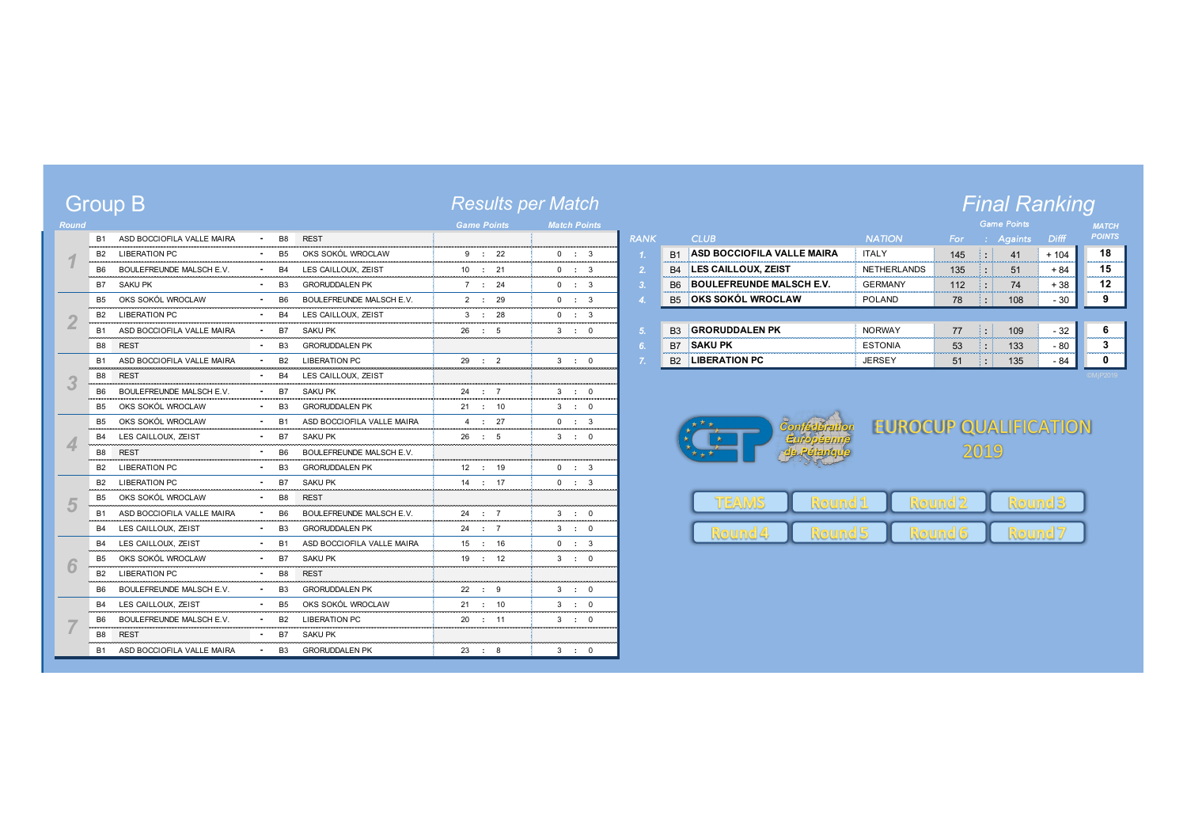# Group B

## Results per Match

| Round | | | | | | Game Points | Match Points |
|---|---|---|---|---|---|---|---|
| 1 | B1 | ASD BOCCIOFILA VALLE MAIRA | - | B8 | REST | | |
| | B2 | LIBERATION PC | - | B5 | OKS SOKÓL WROCLAW | 9 : 22 | 0 : 3 |
| | B6 | BOULEFREUNDE MALSCH E.V. | - | B4 | LES CAILLOUX, ZEIST | 10 : 21 | 0 : 3 |
| | B7 | SAKU PK | - | B3 | GRORUDDALEN PK | 7 : 24 | 0 : 3 |
| 2 | B5 | OKS SOKÓL WROCLAW | - | B6 | BOULEFREUNDE MALSCH E.V. | 2 : 29 | 0 : 3 |
| | B2 | LIBERATION PC | - | B4 | LES CAILLOUX, ZEIST | 3 : 28 | 0 : 3 |
| | B1 | ASD BOCCIOFILA VALLE MAIRA | - | B7 | SAKU PK | 26 : 5 | 3 : 0 |
| | B8 | REST | - | B3 | GRORUDDALEN PK | | |
| 3 | B1 | ASD BOCCIOFILA VALLE MAIRA | - | B2 | LIBERATION PC | 29 : 2 | 3 : 0 |
| | B8 | REST | - | B4 | LES CAILLOUX, ZEIST | | |
| | B6 | BOULEFREUNDE MALSCH E.V. | - | B7 | SAKU PK | 24 : 7 | 3 : 0 |
| | B5 | OKS SOKÓL WROCLAW | - | B3 | GRORUDDALEN PK | 21 : 10 | 3 : 0 |
| 4 | B5 | OKS SOKÓL WROCLAW | - | B1 | ASD BOCCIOFILA VALLE MAIRA | 4 : 27 | 0 : 3 |
| | B4 | LES CAILLOUX, ZEIST | - | B7 | SAKU PK | 26 : 5 | 3 : 0 |
| | B8 | REST | - | B6 | BOULEFREUNDE MALSCH E.V. | | |
| | B2 | LIBERATION PC | - | B3 | GRORUDDALEN PK | 12 : 19 | 0 : 3 |
| 5 | B2 | LIBERATION PC | - | B7 | SAKU PK | 14 : 17 | 0 : 3 |
| | B5 | OKS SOKÓL WROCLAW | - | B8 | REST | | |
| | B1 | ASD BOCCIOFILA VALLE MAIRA | - | B6 | BOULEFREUNDE MALSCH E.V. | 24 : 7 | 3 : 0 |
| | B4 | LES CAILLOUX, ZEIST | - | B3 | GRORUDDALEN PK | 24 : 7 | 3 : 0 |
| 6 | B4 | LES CAILLOUX, ZEIST | - | B1 | ASD BOCCIOFILA VALLE MAIRA | 15 : 16 | 0 : 3 |
| | B5 | OKS SOKÓL WROCLAW | - | B7 | SAKU PK | 19 : 12 | 3 : 0 |
| | B2 | LIBERATION PC | - | B8 | REST | | |
| | B6 | BOULEFREUNDE MALSCH E.V. | - | B3 | GRORUDDALEN PK | 22 : 9 | 3 : 0 |
| 7 | B4 | LES CAILLOUX, ZEIST | - | B5 | OKS SOKÓL WROCLAW | 21 : 10 | 3 : 0 |
| | B6 | BOULEFREUNDE MALSCH E.V. | - | B2 | LIBERATION PC | 20 : 11 | 3 : 0 |
| | B8 | REST | - | B7 | SAKU PK | | |
| | B1 | ASD BOCCIOFILA VALLE MAIRA | - | B3 | GRORUDDALEN PK | 23 : 8 | 3 : 0 |

## Final Ranking

| RANK | | CLUB | NATION | Game Points For | : | Againts | Diff | MATCH POINTS |
|---|---|---|---|---|---|---|---|---|
| 1. | B1 | **ASD BOCCIOFILA VALLE MAIRA** | ITALY | 145 | : | 41 | + 104 | **18** |
| 2. | B4 | **LES CAILLOUX, ZEIST** | NETHERLANDS | 135 | : | 51 | + 84 | **15** |
| 3. | B6 | **BOULEFREUNDE MALSCH E.V.** | GERMANY | 112 | : | 74 | + 38 | **12** |
| 4. | B5 | **OKS SOKÓL WROCLAW** | POLAND | 78 | : | 108 | - 30 | **9** |
| 5. | B3 | **GRORUDDALEN PK** | NORWAY | 77 | : | 109 | - 32 | **6** |
| 6. | B7 | **SAKU PK** | ESTONIA | 53 | : | 133 | - 80 | **3** |
| 7. | B2 | **LIBERATION PC** | JERSEY | 51 | : | 135 | - 84 | **0** |

©MjP2019

Confédération Européenne de Pétanque

EUROCUP QUALIFICATION 2019

TEAMS | Round 1 | Round 2 | Round 3

Round 4 | Round 5 | Round 6 | Round 7